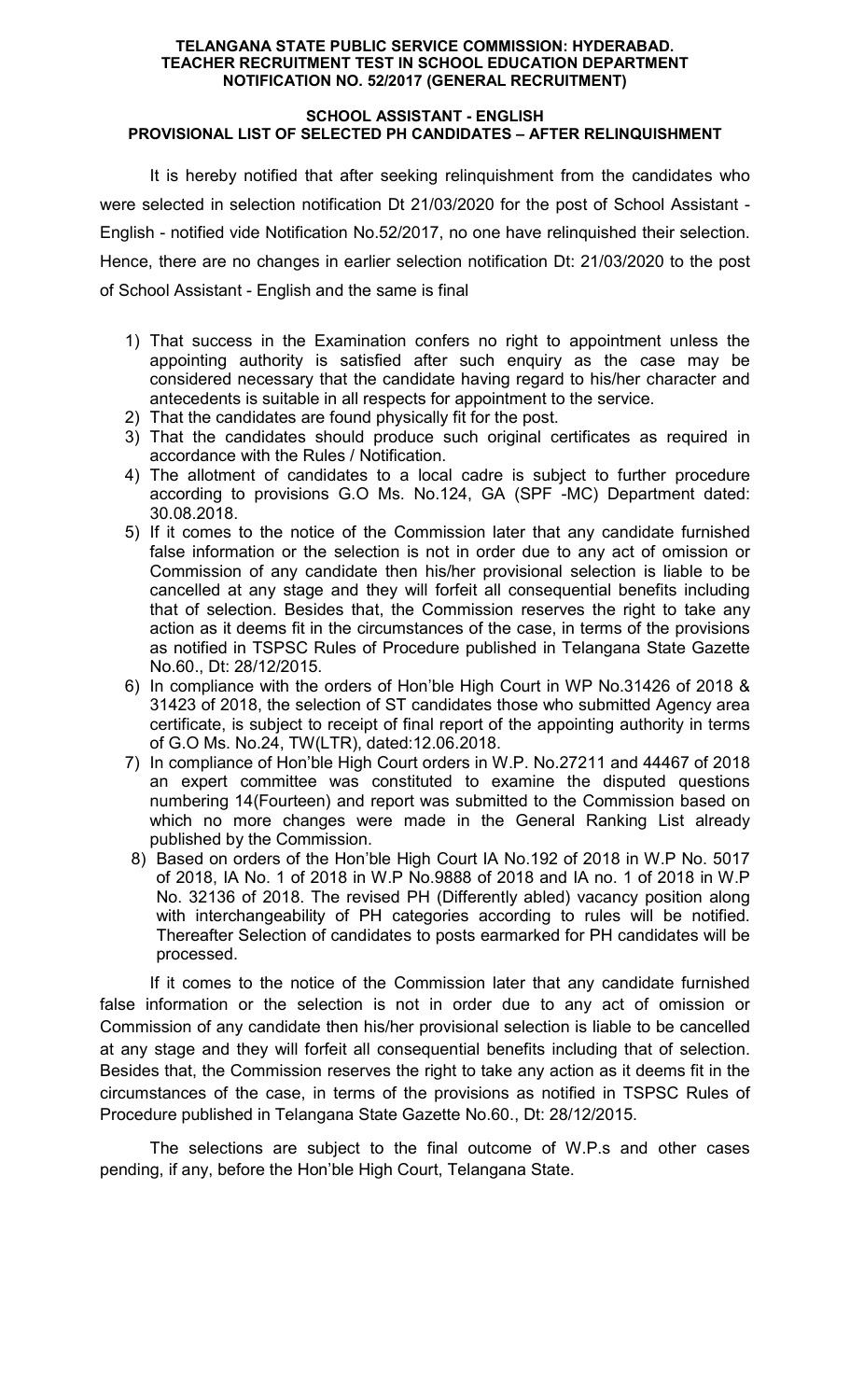**TELANGANA STATE PUBLIC SERVICE COMMISSION: HYDERABAD.**
**TEACHER RECRUITMENT TEST IN SCHOOL EDUCATION DEPARTMENT**
**NOTIFICATION NO. 52/2017 (GENERAL RECRUITMENT)**

**SCHOOL ASSISTANT - ENGLISH**
**PROVISIONAL LIST OF SELECTED PH CANDIDATES – AFTER RELINQUISHMENT**

It is hereby notified that after seeking relinquishment from the candidates who were selected in selection notification Dt 21/03/2020 for the post of School Assistant - English - notified vide Notification No.52/2017, no one have relinquished their selection. Hence, there are no changes in earlier selection notification Dt: 21/03/2020 to the post of School Assistant - English and the same is final

1) That success in the Examination confers no right to appointment unless the appointing authority is satisfied after such enquiry as the case may be considered necessary that the candidate having regard to his/her character and antecedents is suitable in all respects for appointment to the service.
2) That the candidates are found physically fit for the post.
3) That the candidates should produce such original certificates as required in accordance with the Rules / Notification.
4) The allotment of candidates to a local cadre is subject to further procedure according to provisions G.O Ms. No.124, GA (SPF -MC) Department dated: 30.08.2018.
5) If it comes to the notice of the Commission later that any candidate furnished false information or the selection is not in order due to any act of omission or Commission of any candidate then his/her provisional selection is liable to be cancelled at any stage and they will forfeit all consequential benefits including that of selection. Besides that, the Commission reserves the right to take any action as it deems fit in the circumstances of the case, in terms of the provisions as notified in TSPSC Rules of Procedure published in Telangana State Gazette No.60., Dt: 28/12/2015.
6) In compliance with the orders of Hon'ble High Court in WP No.31426 of 2018 & 31423 of 2018, the selection of ST candidates those who submitted Agency area certificate, is subject to receipt of final report of the appointing authority in terms of G.O Ms. No.24, TW(LTR), dated:12.06.2018.
7) In compliance of Hon'ble High Court orders in W.P. No.27211 and 44467 of 2018 an expert committee was constituted to examine the disputed questions numbering 14(Fourteen) and report was submitted to the Commission based on which no more changes were made in the General Ranking List already published by the Commission.
8) Based on orders of the Hon'ble High Court IA No.192 of 2018 in W.P No. 5017 of 2018, IA No. 1 of 2018 in W.P No.9888 of 2018 and IA no. 1 of 2018 in W.P No. 32136 of 2018. The revised PH (Differently abled) vacancy position along with interchangeability of PH categories according to rules will be notified. Thereafter Selection of candidates to posts earmarked for PH candidates will be processed.

If it comes to the notice of the Commission later that any candidate furnished false information or the selection is not in order due to any act of omission or Commission of any candidate then his/her provisional selection is liable to be cancelled at any stage and they will forfeit all consequential benefits including that of selection. Besides that, the Commission reserves the right to take any action as it deems fit in the circumstances of the case, in terms of the provisions as notified in TSPSC Rules of Procedure published in Telangana State Gazette No.60., Dt: 28/12/2015.

The selections are subject to the final outcome of W.P.s and other cases pending, if any, before the Hon'ble High Court, Telangana State.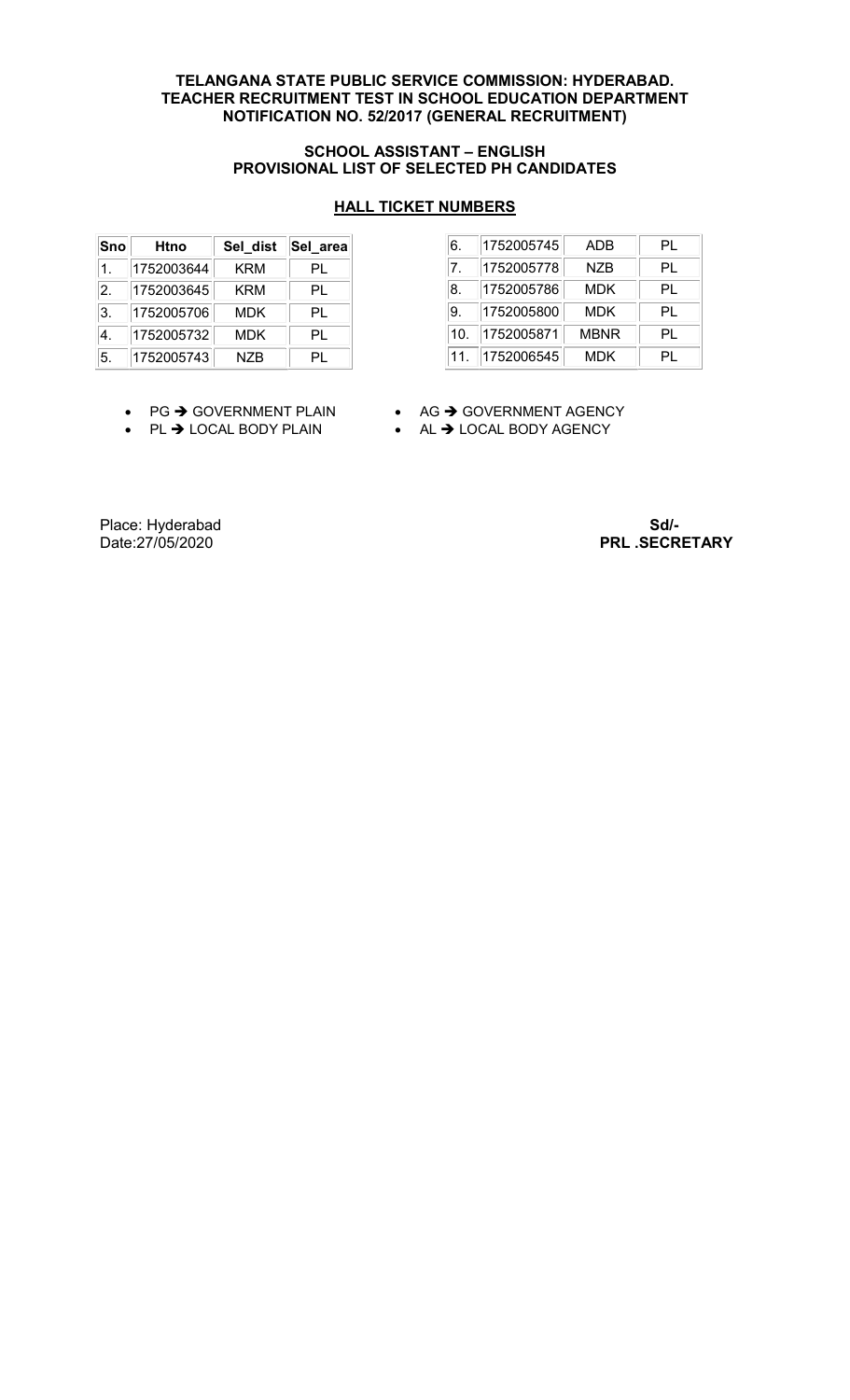**TELANGANA STATE PUBLIC SERVICE COMMISSION: HYDERABAD.**
**TEACHER RECRUITMENT TEST IN SCHOOL EDUCATION DEPARTMENT**
**NOTIFICATION NO. 52/2017 (GENERAL RECRUITMENT)**

**SCHOOL ASSISTANT – ENGLISH**
**PROVISIONAL LIST OF SELECTED PH CANDIDATES**

**HALL TICKET NUMBERS**

| Sno | Htno | Sel_dist | Sel_area |
|---|---|---|---|
| 1. | 1752003644 | KRM | PL |
| 2. | 1752003645 | KRM | PL |
| 3. | 1752005706 | MDK | PL |
| 4. | 1752005732 | MDK | PL |
| 5. | 1752005743 | NZB | PL |
| 6. | 1752005745 | ADB | PL |
| 7. | 1752005778 | NZB | PL |
| 8. | 1752005786 | MDK | PL |
| 9. | 1752005800 | MDK | PL |
| 10. | 1752005871 | MBNR | PL |
| 11. | 1752006545 | MDK | PL |

- PG → GOVERNMENT PLAIN
- PL → LOCAL BODY PLAIN
- AG → GOVERNMENT AGENCY
- AL → LOCAL BODY AGENCY

Place: Hyderabad
Date:27/05/2020

**Sd/-**
**PRL .SECRETARY**